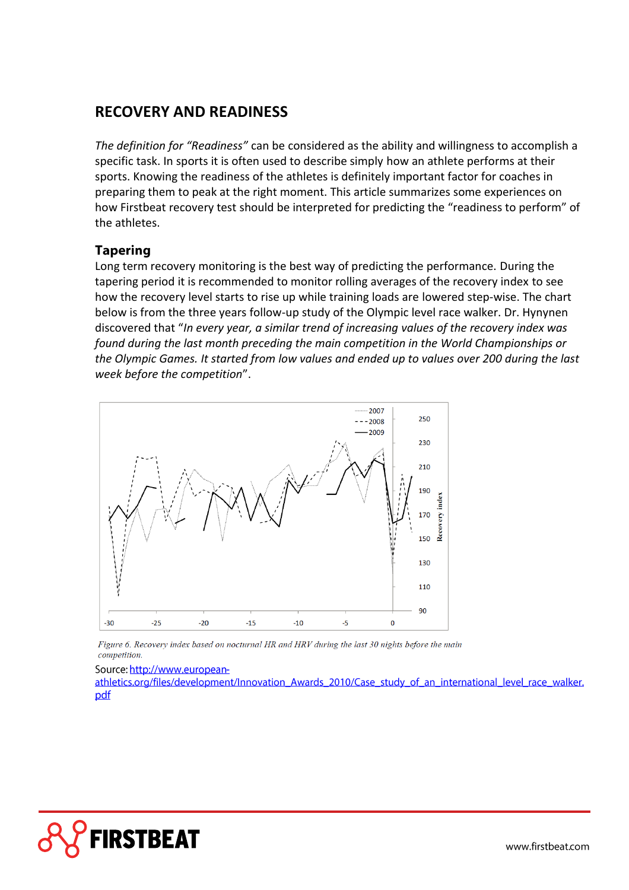# RECOVERY AND READINESS

*The definition for "Readiness"* can be considered as the ability and willingness to accomplish a specific task. In sports it is often used to describe simply how an athlete performs at their sports. Knowing the readiness of the athletes is definitely important factor for coaches in preparing them to peak at the right moment. This article summarizes some experiences on how Firstbeat recovery test should be interpreted for predicting the "readiness to perform" of the athletes.

## Tapering

Long term recovery monitoring is the best way of predicting the performance. During the tapering period it is recommended to monitor rolling averages of the recovery index to see how the recovery level starts to rise up while training loads are lowered step-wise. The chart below is from the three years follow-up study of the Olympic level race walker. Dr. Hynynen discovered that "*In every year, a similar trend of increasing values of the recovery index was found during the last month preceding the main competition in the World Championships or the Olympic Games. It started from low values and ended up to values over 200 during the last week before the competition*".

*Figure 6. Recovery index based on nocturnal HR and HRV during the last 30 nights before the main competition.*

Source: [http://www.european-athletics.org/files/development/Innovation_Awards_2010/Case_study_of_an_international_level_race_walker.pdf](http://www.european-athletics.org/files/development/Innovation_Awards_2010/Case_study_of_an_international_level_race_walker.pdf)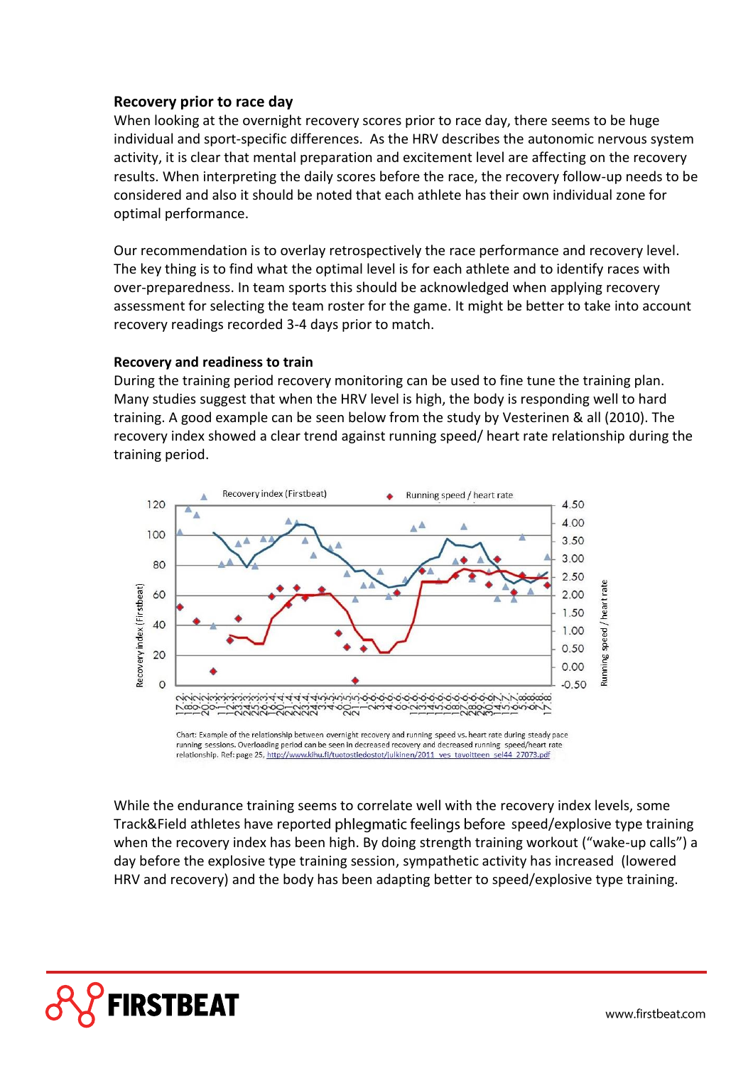### Recovery prior to race day

When looking at the overnight recovery scores prior to race day, there seems to be huge individual and sport-specific differences. As the HRV describes the autonomic nervous system activity, it is clear that mental preparation and excitement level are affecting on the recovery results. When interpreting the daily scores before the race, the recovery follow-up needs to be considered and also it should be noted that each athlete has their own individual zone for optimal performance.

Our recommendation is to overlay retrospectively the race performance and recovery level. The key thing is to find what the optimal level is for each athlete and to identify races with over-preparedness. In team sports this should be acknowledged when applying recovery assessment for selecting the team roster for the game. It might be better to take into account recovery readings recorded 3-4 days prior to match.

### Recovery and readiness to train

During the training period recovery monitoring can be used to fine tune the training plan. Many studies suggest that when the HRV level is high, the body is responding well to hard training. A good example can be seen below from the study by Vesterinen & all (2010). The recovery index showed a clear trend against running speed/ heart rate relationship during the training period.

Chart: Example of the relationship between overnight recovery and running speed vs. heart rate during steady pace running sessions. Overloading period can be seen in decreased recovery and decreased running speed/heart rate relationship. Ref: page 25, http://www.kihu.fi/tuotostiedostot/julkinen/2011_ves_tavoitteen_sel44_27073.pdf

While the endurance training seems to correlate well with the recovery index levels, some Track&Field athletes have reported phlegmatic feelings before speed/explosive type training when the recovery index has been high. By doing strength training workout ("wake-up calls") a day before the explosive type training session, sympathetic activity has increased (lowered HRV and recovery) and the body has been adapting better to speed/explosive type training.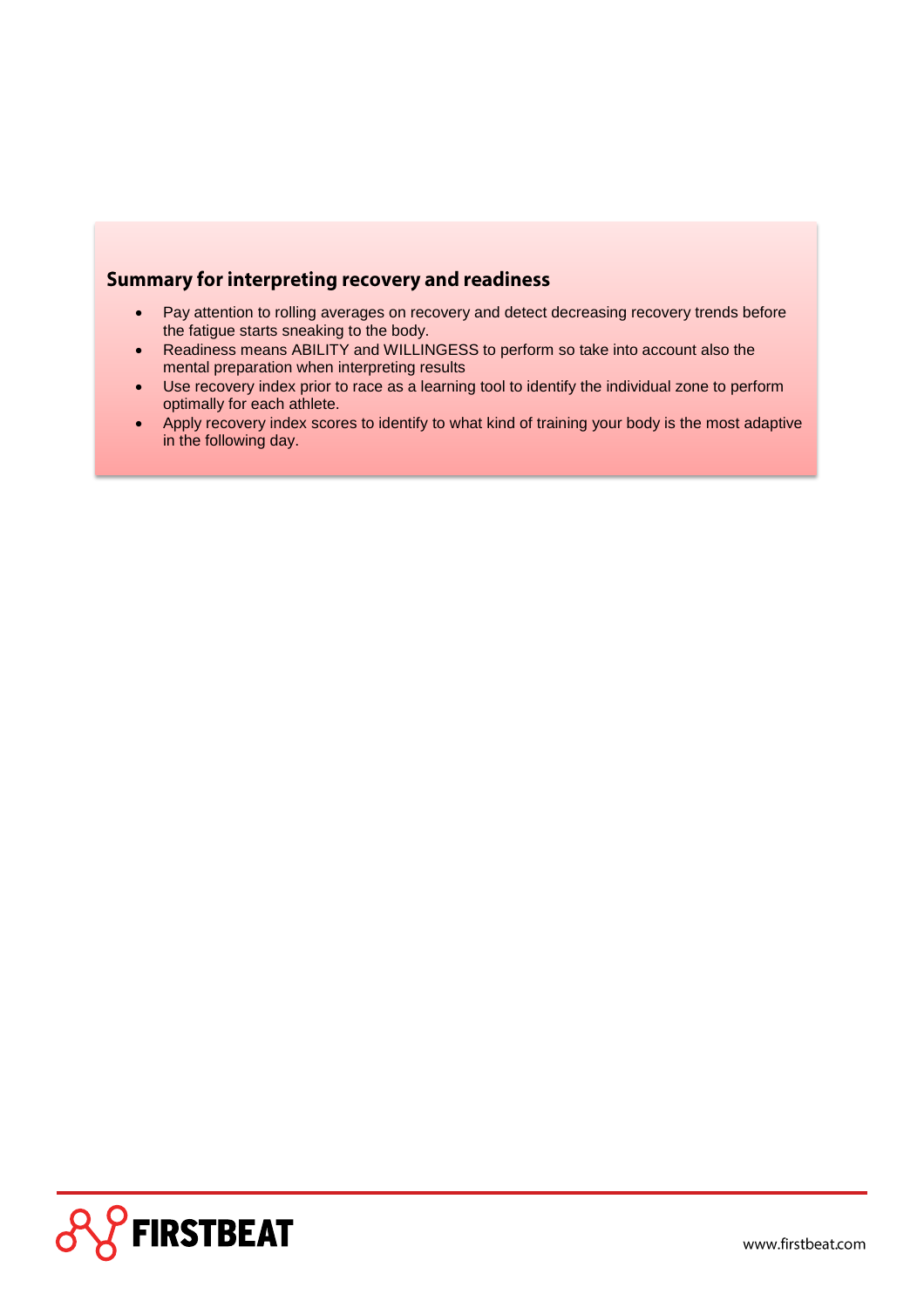### Summary for interpreting recovery and readiness

- Pay attention to rolling averages on recovery and detect decreasing recovery trends before the fatigue starts sneaking to the body.
- Readiness means ABILITY and WILLINGESS to perform so take into account also the mental preparation when interpreting results
- Use recovery index prior to race as a learning tool to identify the individual zone to perform optimally for each athlete.
- Apply recovery index scores to identify to what kind of training your body is the most adaptive in the following day.